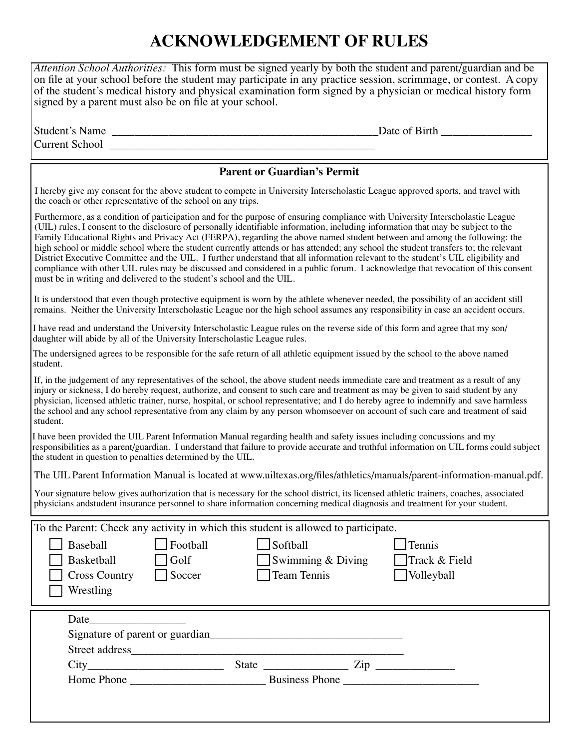# ACKNOWLEDGEMENT OF RULES

*Attention School Authorities:* This form must be signed yearly by both the student and parent/guardian and be on file at your school before the student may participate in any practice session, scrimmage, or contest. A copy of the student's medical history and physical examination form signed by a physician or medical history form signed by a parent must also be on file at your school.

Student's Name ______________________________________________ Date of Birth _______________

Current School ______________________________________________

## Parent or Guardian's Permit

I hereby give my consent for the above student to compete in University Interscholastic League approved sports, and travel with the coach or other representative of the school on any trips.

Furthermore, as a condition of participation and for the purpose of ensuring compliance with University Interscholastic League (UIL) rules, I consent to the disclosure of personally identifiable information, including information that may be subject to the Family Educational Rights and Privacy Act (FERPA), regarding the above named student between and among the following: the high school or middle school where the student currently attends or has attended; any school the student transfers to; the relevant District Executive Committee and the UIL. I further understand that all information relevant to the student's UIL eligibility and compliance with other UIL rules may be discussed and considered in a public forum. I acknowledge that revocation of this consent must be in writing and delivered to the student's school and the UIL.

It is understood that even though protective equipment is worn by the athlete whenever needed, the possibility of an accident still remains. Neither the University Interscholastic League nor the high school assumes any responsibility in case an accident occurs.

I have read and understand the University Interscholastic League rules on the reverse side of this form and agree that my son/daughter will abide by all of the University Interscholastic League rules.

The undersigned agrees to be responsible for the safe return of all athletic equipment issued by the school to the above named student.

If, in the judgement of any representatives of the school, the above student needs immediate care and treatment as a result of any injury or sickness, I do hereby request, authorize, and consent to such care and treatment as may be given to said student by any physician, licensed athletic trainer, nurse, hospital, or school representative; and I do hereby agree to indemnify and save harmless the school and any school representative from any claim by any person whomsoever on account of such care and treatment of said student.

I have been provided the UIL Parent Information Manual regarding health and safety issues including concussions and my responsibilities as a parent/guardian. I understand that failure to provide accurate and truthful information on UIL forms could subject the student in question to penalties determined by the UIL.

The UIL Parent Information Manual is located at www.uiltexas.org/files/athletics/manuals/parent-information-manual.pdf.

Your signature below gives authorization that is necessary for the school district, its licensed athletic trainers, coaches, associated physicians andstudent insurance personnel to share information concerning medical diagnosis and treatment for your student.

To the Parent: Check any activity in which this student is allowed to participate.

- [ ] Baseball
- [ ] Basketball
- [ ] Cross Country
- [ ] Wrestling
- [ ] Football
- [ ] Golf
- [ ] Soccer
- [ ] Softball
- [ ] Swimming & Diving
- [ ] Team Tennis
- [ ] Tennis
- [ ] Track & Field
- [ ] Volleyball

Date________________

Signature of parent or guardian_________________________________

Street address_________________________________________________

City_______________________ State ______________ Zip _____________

Home Phone _______________________ Business Phone _______________________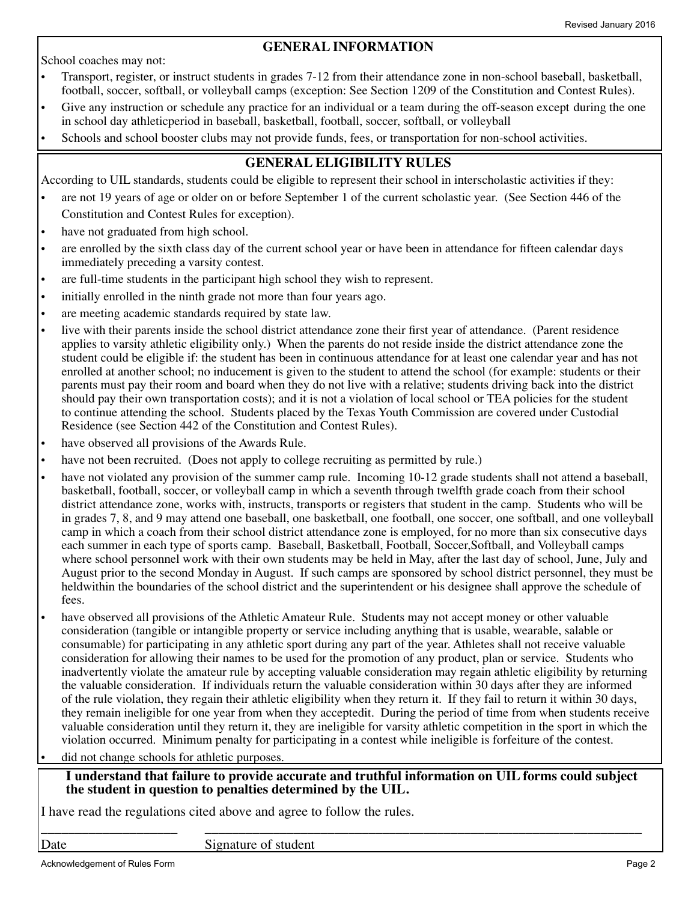## GENERAL INFORMATION

School coaches may not:

- Transport, register, or instruct students in grades 7-12 from their attendance zone in non-school baseball, basketball, football, soccer, softball, or volleyball camps (exception: See Section 1209 of the Constitution and Contest Rules).
- Give any instruction or schedule any practice for an individual or a team during the off-season except during the one in school day athleticperiod in baseball, basketball, football, soccer, softball, or volleyball
- Schools and school booster clubs may not provide funds, fees, or transportation for non-school activities.

## GENERAL ELIGIBILITY RULES

According to UIL standards, students could be eligible to represent their school in interscholastic activities if they:

- are not 19 years of age or older on or before September 1 of the current scholastic year. (See Section 446 of the Constitution and Contest Rules for exception).
- have not graduated from high school.
- are enrolled by the sixth class day of the current school year or have been in attendance for fifteen calendar days immediately preceding a varsity contest.
- are full-time students in the participant high school they wish to represent.
- initially enrolled in the ninth grade not more than four years ago.
- are meeting academic standards required by state law.
- live with their parents inside the school district attendance zone their first year of attendance. (Parent residence applies to varsity athletic eligibility only.) When the parents do not reside inside the district attendance zone the student could be eligible if: the student has been in continuous attendance for at least one calendar year and has not enrolled at another school; no inducement is given to the student to attend the school (for example: students or their parents must pay their room and board when they do not live with a relative; students driving back into the district should pay their own transportation costs); and it is not a violation of local school or TEA policies for the student to continue attending the school. Students placed by the Texas Youth Commission are covered under Custodial Residence (see Section 442 of the Constitution and Contest Rules).
- have observed all provisions of the Awards Rule.
- have not been recruited. (Does not apply to college recruiting as permitted by rule.)
- have not violated any provision of the summer camp rule. Incoming 10-12 grade students shall not attend a baseball, basketball, football, soccer, or volleyball camp in which a seventh through twelfth grade coach from their school district attendance zone, works with, instructs, transports or registers that student in the camp. Students who will be in grades 7, 8, and 9 may attend one baseball, one basketball, one football, one soccer, one softball, and one volleyball camp in which a coach from their school district attendance zone is employed, for no more than six consecutive days each summer in each type of sports camp. Baseball, Basketball, Football, Soccer,Softball, and Volleyball camps where school personnel work with their own students may be held in May, after the last day of school, June, July and August prior to the second Monday in August. If such camps are sponsored by school district personnel, they must be heldwithin the boundaries of the school district and the superintendent or his designee shall approve the schedule of fees.
- have observed all provisions of the Athletic Amateur Rule. Students may not accept money or other valuable consideration (tangible or intangible property or service including anything that is usable, wearable, salable or consumable) for participating in any athletic sport during any part of the year. Athletes shall not receive valuable consideration for allowing their names to be used for the promotion of any product, plan or service. Students who inadvertently violate the amateur rule by accepting valuable consideration may regain athletic eligibility by returning the valuable consideration. If individuals return the valuable consideration within 30 days after they are informed of the rule violation, they regain their athletic eligibility when they return it. If they fail to return it within 30 days, they remain ineligible for one year from when they acceptedit. During the period of time from when students receive valuable consideration until they return it, they are ineligible for varsity athletic competition in the sport in which the violation occurred. Minimum penalty for participating in a contest while ineligible is forfeiture of the contest.
- did not change schools for athletic purposes.

**I understand that failure to provide accurate and truthful information on UIL forms could subject the student in question to penalties determined by the UIL.**

I have read the regulations cited above and agree to follow the rules.

\_\_\_\_\_\_\_\_\_\_\_\_\_\_\_\_\_\_\_\_ \_\_\_\_\_\_\_\_\_\_\_\_\_\_\_\_\_\_\_\_\_\_\_\_\_\_\_\_\_\_\_\_\_\_\_\_\_\_\_\_\_\_\_\_

Date Signature of student